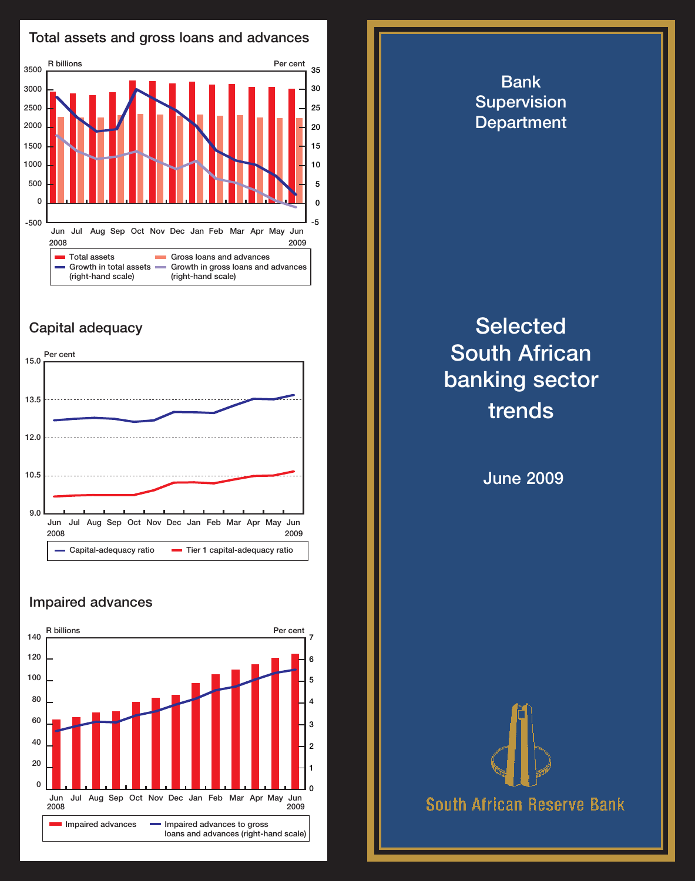## Total assets and gross loans and advances

R billions | Per cent

Jun 2008 – Jun 2009

- Total assets
- Gross loans and advances
- Growth in total assets (right-hand scale)
- Growth in gross loans and advances (right-hand scale)

## Capital adequacy

Per cent

Jun 2008 – Jun 2009

- Capital-adequacy ratio
- Tier 1 capital-adequacy ratio

## Impaired advances

R billions | Per cent

Jun 2008 – Jun 2009

- Impaired advances
- Impaired advances to gross loans and advances (right-hand scale)

# Bank Supervision Department

# Selected South African banking sector trends

June 2009

South African Reserve Bank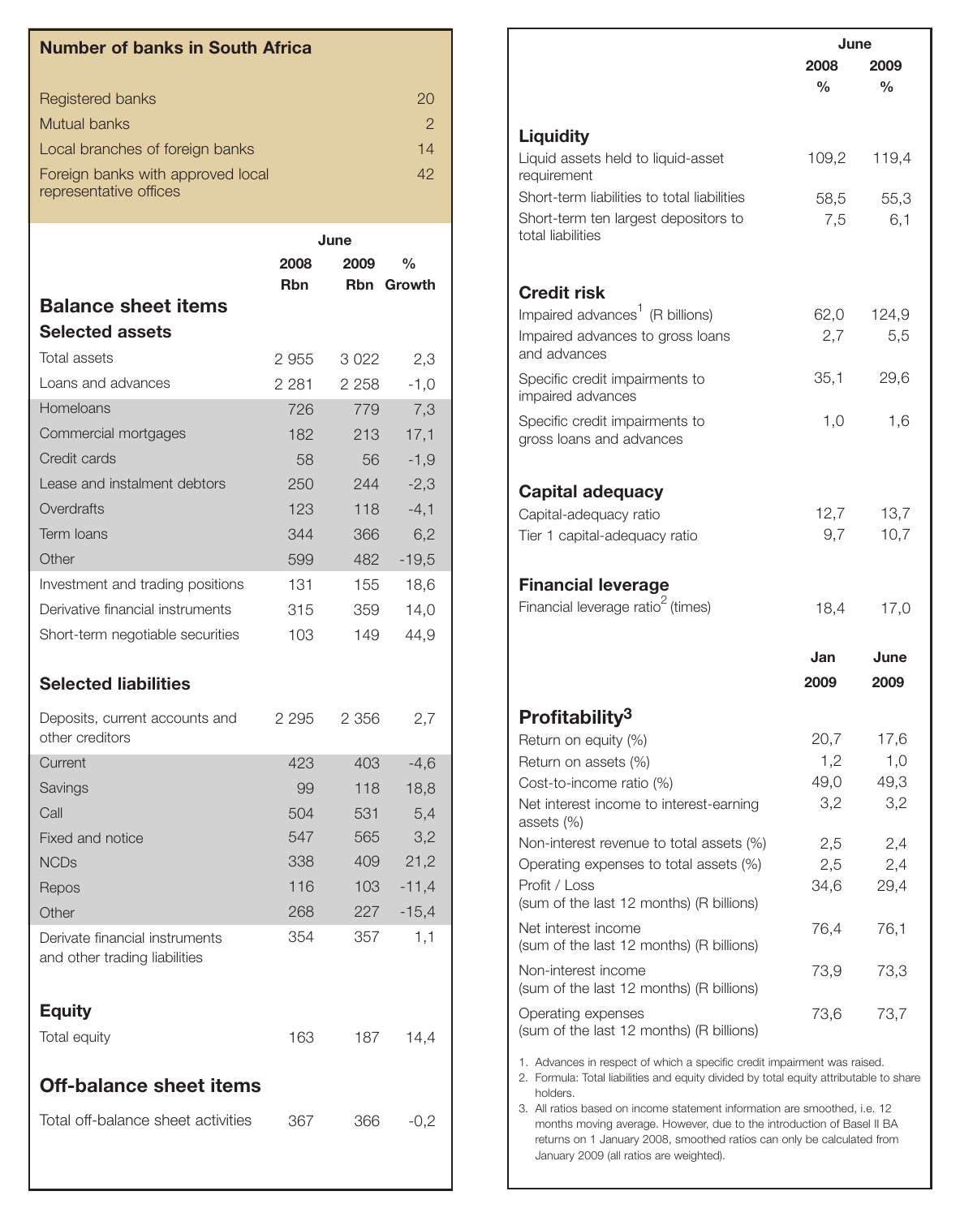## Number of banks in South Africa

| | |
|---|---|
| Registered banks | 20 |
| Mutual banks | 2 |
| Local branches of foreign banks | 14 |
| Foreign banks with approved local representative offices | 42 |

| | June 2008 Rbn | June 2009 Rbn | % Growth |
|---|---|---|---|
| **Balance sheet items** | | | |
| **Selected assets** | | | |
| Total assets | 2 955 | 3 022 | 2,3 |
| Loans and advances | 2 281 | 2 258 | -1,0 |
| Homeloans | 726 | 779 | 7,3 |
| Commercial mortgages | 182 | 213 | 17,1 |
| Credit cards | 58 | 56 | -1,9 |
| Lease and instalment debtors | 250 | 244 | -2,3 |
| Overdrafts | 123 | 118 | -4,1 |
| Term loans | 344 | 366 | 6,2 |
| Other | 599 | 482 | -19,5 |
| Investment and trading positions | 131 | 155 | 18,6 |
| Derivative financial instruments | 315 | 359 | 14,0 |
| Short-term negotiable securities | 103 | 149 | 44,9 |
| **Selected liabilities** | | | |
| Deposits, current accounts and other creditors | 2 295 | 2 356 | 2,7 |
| Current | 423 | 403 | -4,6 |
| Savings | 99 | 118 | 18,8 |
| Call | 504 | 531 | 5,4 |
| Fixed and notice | 547 | 565 | 3,2 |
| NCDs | 338 | 409 | 21,2 |
| Repos | 116 | 103 | -11,4 |
| Other | 268 | 227 | -15,4 |
| Derivate financial instruments and other trading liabilities | 354 | 357 | 1,1 |
| **Equity** | | | |
| Total equity | 163 | 187 | 14,4 |
| **Off-balance sheet items** | | | |
| Total off-balance sheet activities | 367 | 366 | -0,2 |

| | June 2008 % | June 2009 % |
|---|---|---|
| **Liquidity** | | |
| Liquid assets held to liquid-asset requirement | 109,2 | 119,4 |
| Short-term liabilities to total liabilities | 58,5 | 55,3 |
| Short-term ten largest depositors to total liabilities | 7,5 | 6,1 |
| **Credit risk** | | |
| Impaired advances[1] (R billions) | 62,0 | 124,9 |
| Impaired advances to gross loans and advances | 2,7 | 5,5 |
| Specific credit impairments to impaired advances | 35,1 | 29,6 |
| Specific credit impairments to gross loans and advances | 1,0 | 1,6 |
| **Capital adequacy** | | |
| Capital-adequacy ratio | 12,7 | 13,7 |
| Tier 1 capital-adequacy ratio | 9,7 | 10,7 |
| **Financial leverage** | | |
| Financial leverage ratio[2] (times) | 18,4 | 17,0 |

| | Jan 2009 | June 2009 |
|---|---|---|
| **Profitability[3]** | | |
| Return on equity (%) | 20,7 | 17,6 |
| Return on assets (%) | 1,2 | 1,0 |
| Cost-to-income ratio (%) | 49,0 | 49,3 |
| Net interest income to interest-earning assets (%) | 3,2 | 3,2 |
| Non-interest revenue to total assets (%) | 2,5 | 2,4 |
| Operating expenses to total assets (%) | 2,5 | 2,4 |
| Profit / Loss (sum of the last 12 months) (R billions) | 34,6 | 29,4 |
| Net interest income (sum of the last 12 months) (R billions) | 76,4 | 76,1 |
| Non-interest income (sum of the last 12 months) (R billions) | 73,9 | 73,3 |
| Operating expenses (sum of the last 12 months) (R billions) | 73,6 | 73,7 |

1. Advances in respect of which a specific credit impairment was raised.
2. Formula: Total liabilities and equity divided by total equity attributable to share holders.
3. All ratios based on income statement information are smoothed, i.e. 12 months moving average. However, due to the introduction of Basel II BA returns on 1 January 2008, smoothed ratios can only be calculated from January 2009 (all ratios are weighted).